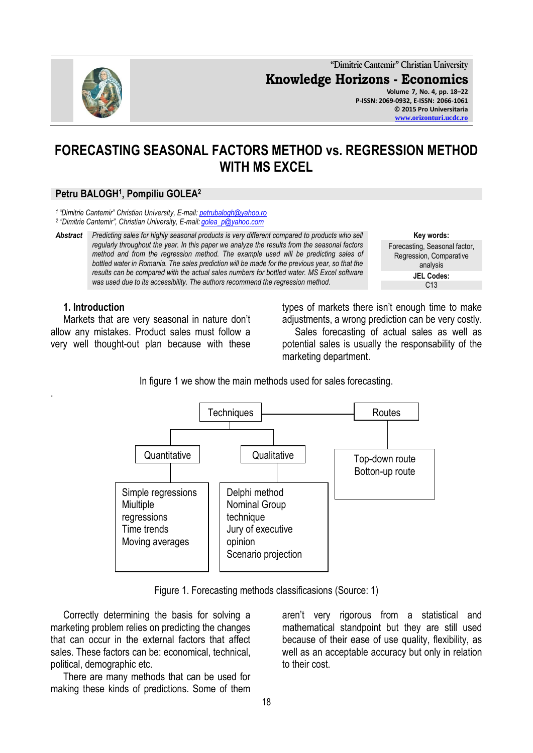# FORECASTING SEASONAL FACTORS METHOD vs. REGRESSION METHOD WITH MS EXCEL

**Petru BALOGH[1], Pompiliu GOLEA[2]**

[1] "Dimitrie Cantemir" Christian University, E-mail: petrubalogh@yahoo.ro
[2] "Dimitrie Cantemir", Christian University, E-mail: golea_p@yahoo.com

***Abstract*** *Predicting sales for highly seasonal products is very different compared to products who sell regularly throughout the year. In this paper we analyze the results from the seasonal factors method and from the regression method. The example used will be predicting sales of bottled water in Romania. The sales prediction will be made for the previous year, so that the results can be compared with the actual sales numbers for bottled water. MS Excel software was used due to its accessibility. The authors recommend the regression method.*

**Key words:** Forecasting, Seasonal factor, Regression, Comparative analysis

**JEL Codes:** C13

## 1. Introduction

Markets that are very seasonal in nature don't allow any mistakes. Product sales must follow a very well thought-out plan because with these types of markets there isn't enough time to make adjustments, a wrong prediction can be very costly.

Sales forecasting of actual sales as well as potential sales is usually the responsability of the marketing department.

In figure 1 we show the main methods used for sales forecasting.

- Techniques
  - Quantitative
    - Simple regressions
    - Miultiple regressions
    - Time trends
    - Moving averages
  - Qualitative
    - Delphi method
    - Nominal Group technique
    - Jury of executive opinion
    - Scenario projection
- Routes
  - Top-down route
  - Botton-up route

Figure 1. Forecasting methods classificasions (Source: 1)

Correctly determining the basis for solving a marketing problem relies on predicting the changes that can occur in the external factors that affect sales. These factors can be: economical, technical, political, demographic etc.

There are many methods that can be used for making these kinds of predictions. Some of them aren't very rigorous from a statistical and mathematical standpoint but they are still used because of their ease of use quality, flexibility, as well as an acceptable accuracy but only in relation to their cost.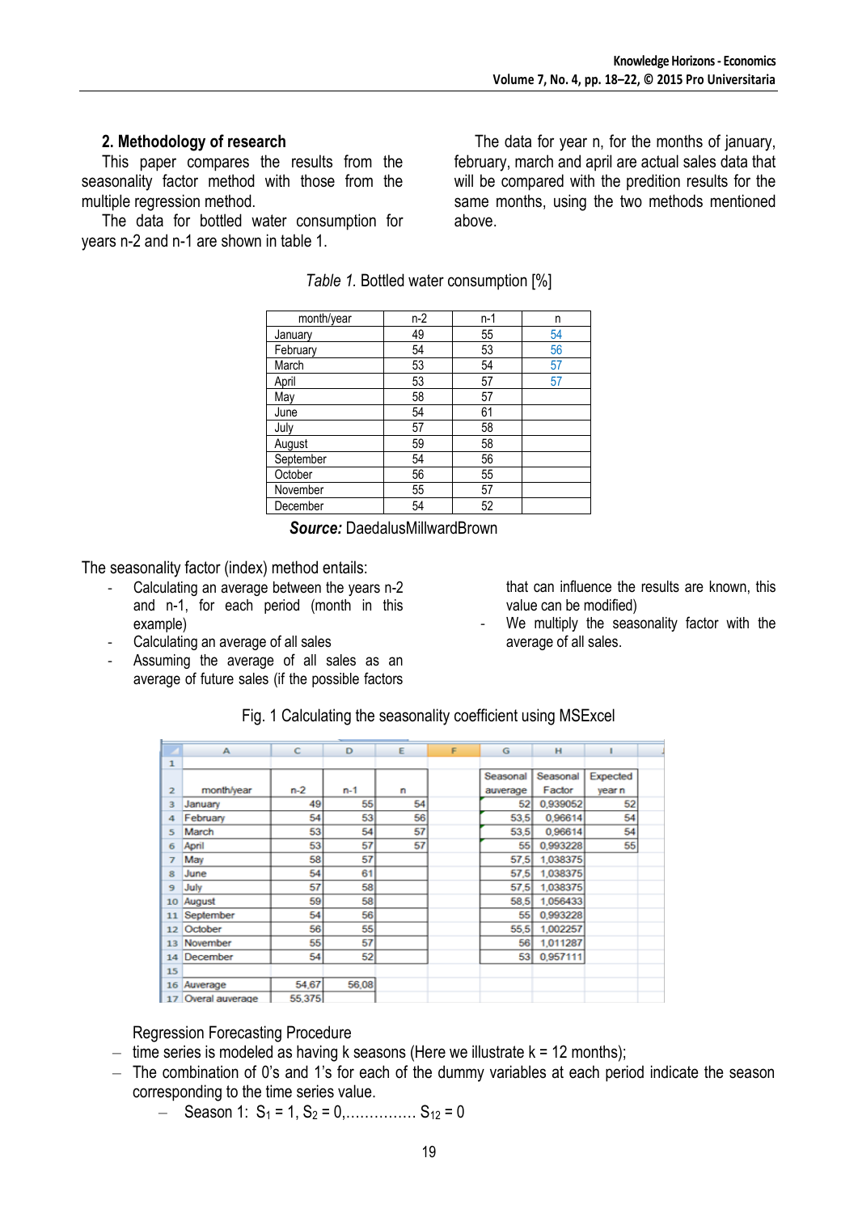## 2. Methodology of research

This paper compares the results from the seasonality factor method with those from the multiple regression method.

The data for bottled water consumption for years n-2 and n-1 are shown in table 1.

The data for year n, for the months of january, february, march and april are actual sales data that will be compared with the predition results for the same months, using the two methods mentioned above.

*Table 1.* Bottled water consumption [%]

| month/year | n-2 | n-1 | n |
|---|---|---|---|
| January | 49 | 55 | 54 |
| February | 54 | 53 | 56 |
| March | 53 | 54 | 57 |
| April | 53 | 57 | 57 |
| May | 58 | 57 | |
| June | 54 | 61 | |
| July | 57 | 58 | |
| August | 59 | 58 | |
| September | 54 | 56 | |
| October | 56 | 55 | |
| November | 55 | 57 | |
| December | 54 | 52 | |

***Source:*** DaedalusMillwardBrown

The seasonality factor (index) method entails:

- Calculating an average between the years n-2 and n-1, for each period (month in this example)
- Calculating an average of all sales
- Assuming the average of all sales as an average of future sales (if the possible factors that can influence the results are known, this value can be modified)
- We multiply the seasonality factor with the average of all sales.

Fig. 1 Calculating the seasonality coefficient using MSExcel

| | A | C | D | E | F | G | H | I |
|---|---|---|---|---|---|---|---|---|
| 1 | | | | | | | | |
| 2 | month/year | n-2 | n-1 | n | | Seasonal auverage | Seasonal Factor | Expected year n |
| 3 | January | 49 | 55 | 54 | | 52 | 0,939052 | 52 |
| 4 | February | 54 | 53 | 56 | | 53,5 | 0,96614 | 54 |
| 5 | March | 53 | 54 | 57 | | 53,5 | 0,96614 | 54 |
| 6 | April | 53 | 57 | 57 | | 55 | 0,993228 | 55 |
| 7 | May | 58 | 57 | | | 57,5 | 1,038375 | |
| 8 | June | 54 | 61 | | | 57,5 | 1,038375 | |
| 9 | July | 57 | 58 | | | 57,5 | 1,038375 | |
| 10 | August | 59 | 58 | | | 58,5 | 1,056433 | |
| 11 | September | 54 | 56 | | | 55 | 0,993228 | |
| 12 | October | 56 | 55 | | | 55,5 | 1,002257 | |
| 13 | November | 55 | 57 | | | 56 | 1,011287 | |
| 14 | December | 54 | 52 | | | 53 | 0,957111 | |
| 15 | | | | | | | | |
| 16 | Auverage | 54,67 | 56,08 | | | | | |
| 17 | Overal auverage | 55,375 | | | | | | |

Regression Forecasting Procedure

- time series is modeled as having k seasons (Here we illustrate k = 12 months);
- The combination of 0's and 1's for each of the dummy variables at each period indicate the season corresponding to the time series value.
  - Season 1: $S_1 = 1$, $S_2 = 0$,…………… $S_{12} = 0$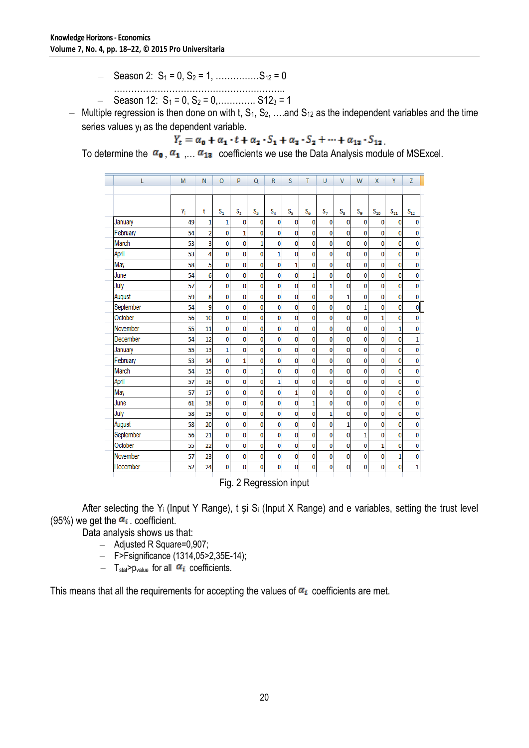- Season 2: $S_1 = 0$, $S_2 = 1$, ...............$S_{12} = 0$

  .........................................................
- Season 12: $S_1 = 0$, $S_2 = 0$,............. $S12_3 = 1$

- Multiple regression is then done on with t, $S_1$, $S_2$, ….and $S_{12}$ as the independent variables and the time series values $y_t$ as the dependent variable.

$$Y_t = \alpha_0 + \alpha_1 \cdot t + \alpha_2 \cdot S_1 + \alpha_3 \cdot S_2 + \dots + \alpha_{13} \cdot S_{12}.$$

To determine the $\alpha_0$, $\alpha_1$ ,... $\alpha_{13}$ coefficients we use the Data Analysis module of MSExcel.

| L | M | N | O | P | Q | R | S | T | U | V | W | X | Y | Z |
|---|---|---|---|---|---|---|---|---|---|---|---|---|---|---|
| | $Y_i$ | t | $S_1$ | $S_2$ | $S_3$ | $S_4$ | $S_5$ | $S_6$ | $S_7$ | $S_8$ | $S_9$ | $S_{10}$ | $S_{11}$ | $S_{12}$ |
| January | 49 | 1 | 1 | 0 | 0 | 0 | 0 | 0 | 0 | 0 | 0 | 0 | 0 | 0 |
| February | 54 | 2 | 0 | 1 | 0 | 0 | 0 | 0 | 0 | 0 | 0 | 0 | 0 | 0 |
| March | 53 | 3 | 0 | 0 | 1 | 0 | 0 | 0 | 0 | 0 | 0 | 0 | 0 | 0 |
| April | 53 | 4 | 0 | 0 | 0 | 1 | 0 | 0 | 0 | 0 | 0 | 0 | 0 | 0 |
| May | 58 | 5 | 0 | 0 | 0 | 0 | 1 | 0 | 0 | 0 | 0 | 0 | 0 | 0 |
| June | 54 | 6 | 0 | 0 | 0 | 0 | 0 | 1 | 0 | 0 | 0 | 0 | 0 | 0 |
| July | 57 | 7 | 0 | 0 | 0 | 0 | 0 | 0 | 1 | 0 | 0 | 0 | 0 | 0 |
| August | 59 | 8 | 0 | 0 | 0 | 0 | 0 | 0 | 0 | 1 | 0 | 0 | 0 | 0 |
| September | 54 | 9 | 0 | 0 | 0 | 0 | 0 | 0 | 0 | 0 | 1 | 0 | 0 | 0 |
| October | 56 | 10 | 0 | 0 | 0 | 0 | 0 | 0 | 0 | 0 | 0 | 1 | 0 | 0 |
| November | 55 | 11 | 0 | 0 | 0 | 0 | 0 | 0 | 0 | 0 | 0 | 0 | 1 | 0 |
| December | 54 | 12 | 0 | 0 | 0 | 0 | 0 | 0 | 0 | 0 | 0 | 0 | 0 | 1 |
| January | 55 | 13 | 1 | 0 | 0 | 0 | 0 | 0 | 0 | 0 | 0 | 0 | 0 | 0 |
| February | 53 | 14 | 0 | 1 | 0 | 0 | 0 | 0 | 0 | 0 | 0 | 0 | 0 | 0 |
| March | 54 | 15 | 0 | 0 | 1 | 0 | 0 | 0 | 0 | 0 | 0 | 0 | 0 | 0 |
| April | 57 | 16 | 0 | 0 | 0 | 1 | 0 | 0 | 0 | 0 | 0 | 0 | 0 | 0 |
| May | 57 | 17 | 0 | 0 | 0 | 0 | 1 | 0 | 0 | 0 | 0 | 0 | 0 | 0 |
| June | 61 | 18 | 0 | 0 | 0 | 0 | 0 | 1 | 0 | 0 | 0 | 0 | 0 | 0 |
| July | 58 | 19 | 0 | 0 | 0 | 0 | 0 | 0 | 1 | 0 | 0 | 0 | 0 | 0 |
| August | 58 | 20 | 0 | 0 | 0 | 0 | 0 | 0 | 0 | 1 | 0 | 0 | 0 | 0 |
| September | 56 | 21 | 0 | 0 | 0 | 0 | 0 | 0 | 0 | 0 | 1 | 0 | 0 | 0 |
| October | 55 | 22 | 0 | 0 | 0 | 0 | 0 | 0 | 0 | 0 | 0 | 1 | 0 | 0 |
| November | 57 | 23 | 0 | 0 | 0 | 0 | 0 | 0 | 0 | 0 | 0 | 0 | 1 | 0 |
| December | 52 | 24 | 0 | 0 | 0 | 0 | 0 | 0 | 0 | 0 | 0 | 0 | 0 | 1 |

Fig. 2 Regression input

After selecting the $Y_i$ (Input Y Range), t și $S_i$ (Input X Range) and e variables, setting the trust level (95%) we get the $\alpha_i$. coefficient.

Data analysis shows us that:

- Adjusted R Square=0,907;
- F>Fsignificance (1314,05>2,35E-14);
- $T_{stat} > p_{value}$ for all $\alpha_i$ coefficients.

This means that all the requirements for accepting the values of $\alpha_i$ coefficients are met.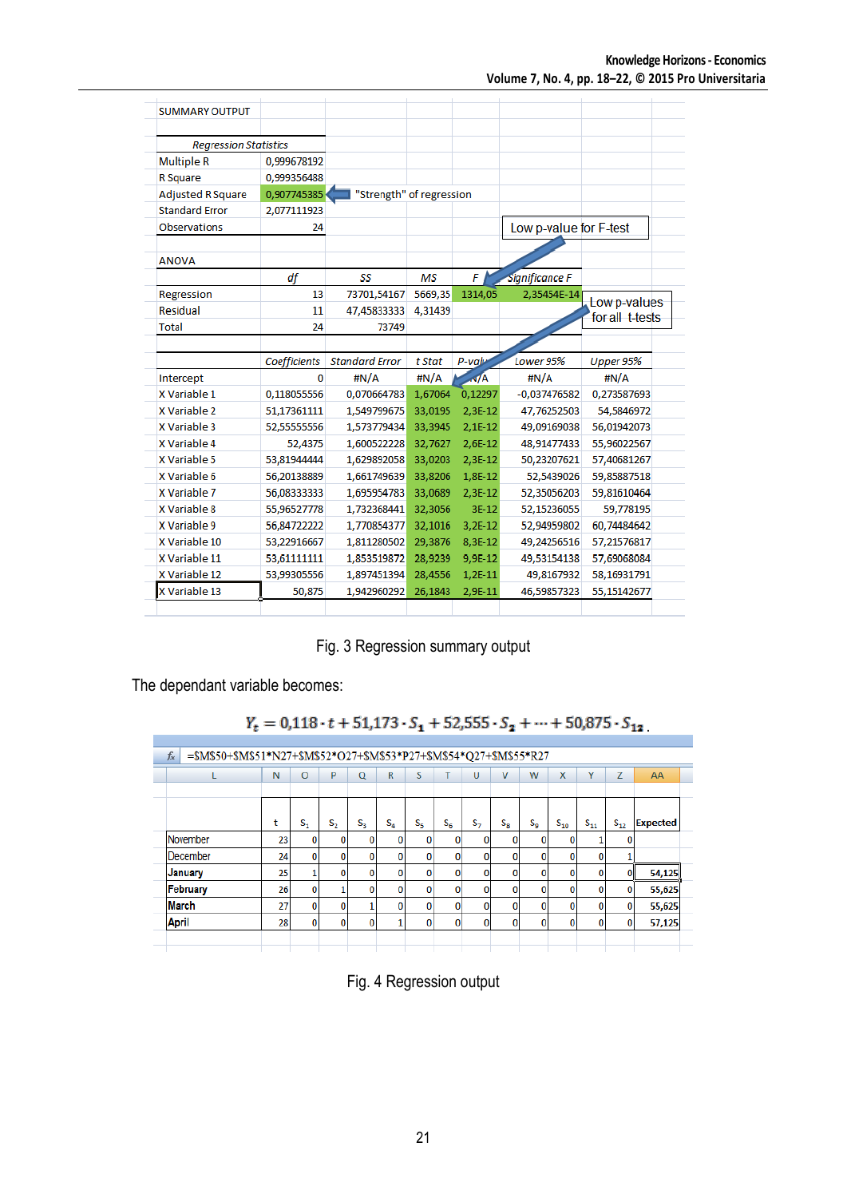SUMMARY OUTPUT

| *Regression Statistics* | |
|---|---|
| Multiple R | 0,999678192 |
| R Square | 0,999356488 |
| Adjusted R Square | 0,907745385 |
| Standard Error | 2,077111923 |
| Observations | 24 |

"Strength" of regression

Low p-value for F-test

ANOVA

| | *df* | *SS* | *MS* | *F* | *Significance F* |
|---|---|---|---|---|---|
| Regression | 13 | 73701,54167 | 5669,35 | 1314,05 | 2,35454E-14 |
| Residual | 11 | 47,45833333 | 4,31439 | | |
| Total | 24 | 73749 | | | |

Low p-values for all t-tests

| | *Coefficients* | *Standard Error* | *t Stat* | *P-value* | *Lower 95%* | *Upper 95%* |
|---|---|---|---|---|---|---|
| Intercept | 0 | #N/A | #N/A | #N/A | #N/A | #N/A |
| X Variable 1 | 0,118055556 | 0,070664783 | 1,67064 | 0,12297 | -0,037476582 | 0,273587693 |
| X Variable 2 | 51,17361111 | 1,549799675 | 33,0195 | 2,3E-12 | 47,76252503 | 54,5846972 |
| X Variable 3 | 52,55555556 | 1,573779434 | 33,3945 | 2,1E-12 | 49,09169038 | 56,01942073 |
| X Variable 4 | 52,4375 | 1,600522228 | 32,7627 | 2,6E-12 | 48,91477433 | 55,96022567 |
| X Variable 5 | 53,81944444 | 1,629892058 | 33,0203 | 2,3E-12 | 50,23207621 | 57,40681267 |
| X Variable 6 | 56,20138889 | 1,661749639 | 33,8206 | 1,8E-12 | 52,5439026 | 59,85887518 |
| X Variable 7 | 56,08333333 | 1,695954783 | 33,0689 | 2,3E-12 | 52,35056203 | 59,81610464 |
| X Variable 8 | 55,96527778 | 1,732368441 | 32,3056 | 3E-12 | 52,15236055 | 59,778195 |
| X Variable 9 | 56,84722222 | 1,770854377 | 32,1016 | 3,2E-12 | 52,94959802 | 60,74484642 |
| X Variable 10 | 53,22916667 | 1,811280502 | 29,3876 | 8,3E-12 | 49,24256516 | 57,21576817 |
| X Variable 11 | 53,61111111 | 1,853519872 | 28,9239 | 9,9E-12 | 49,53154138 | 57,69068084 |
| X Variable 12 | 53,99305556 | 1,897451394 | 28,4556 | 1,2E-11 | 49,8167932 | 58,16931791 |
| X Variable 13 | 50,875 | 1,942960292 | 26,1843 | 2,9E-11 | 46,59857323 | 55,15142677 |

Fig. 3 Regression summary output

The dependant variable becomes:

$$Y_t = 0{,}118 \cdot t + 51{,}173 \cdot S_1 + 52{,}555 \cdot S_2 + \cdots + 50{,}875 \cdot S_{12}.$$

=$M$50+$M$51*N27+$M$52*O27+$M$53*P27+$M$54*Q27+$M$55*R27

| | t | $S_1$ | $S_2$ | $S_3$ | $S_4$ | $S_5$ | $S_6$ | $S_7$ | $S_8$ | $S_9$ | $S_{10}$ | $S_{11}$ | $S_{12}$ | Expected |
|---|---|---|---|---|---|---|---|---|---|---|---|---|---|---|
| November | 23 | 0 | 0 | 0 | 0 | 0 | 0 | 0 | 0 | 0 | 0 | 1 | 0 | |
| December | 24 | 0 | 0 | 0 | 0 | 0 | 0 | 0 | 0 | 0 | 0 | 0 | 1 | |
| **January** | 25 | 1 | 0 | 0 | 0 | 0 | 0 | 0 | 0 | 0 | 0 | 0 | 0 | **54,125** |
| **February** | 26 | 0 | 1 | 0 | 0 | 0 | 0 | 0 | 0 | 0 | 0 | 0 | 0 | **55,625** |
| **March** | 27 | 0 | 0 | 1 | 0 | 0 | 0 | 0 | 0 | 0 | 0 | 0 | 0 | **55,625** |
| **April** | 28 | 0 | 0 | 0 | 1 | 0 | 0 | 0 | 0 | 0 | 0 | 0 | 0 | **57,125** |

Fig. 4 Regression output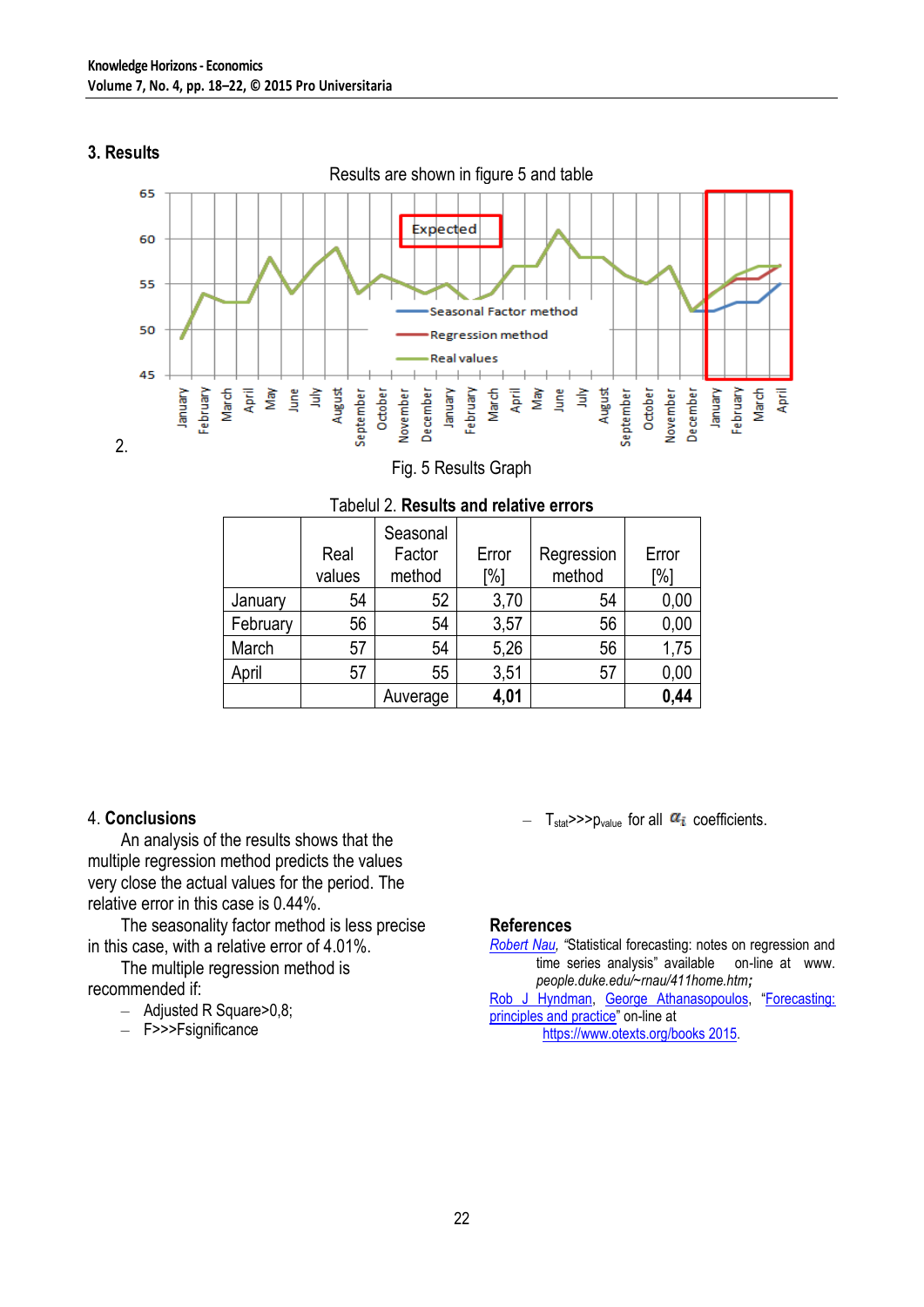## 3. Results

Results are shown in figure 5 and table

2.

65
60
55
50
45

Expected

Seasonal Factor method
Regression method
Real values

January February March April May June July August September October November December January February March April May June July August September October November December January February March April

Fig. 5 Results Graph

Tabelul 2. **Results and relative errors**

| | Real values | Seasonal Factor method | Error [%] | Regression method | Error [%] |
|---|---|---|---|---|---|
| January | 54 | 52 | 3,70 | 54 | 0,00 |
| February | 56 | 54 | 3,57 | 56 | 0,00 |
| March | 57 | 54 | 5,26 | 56 | 1,75 |
| April | 57 | 55 | 3,51 | 57 | 0,00 |
| | | Auverage | **4,01** | | **0,44** |

## 4. Conclusions

An analysis of the results shows that the multiple regression method predicts the values very close the actual values for the period. The relative error in this case is 0.44%.

The seasonality factor method is less precise in this case, with a relative error of 4.01%.

The multiple regression method is recommended if:

- Adjusted R Square>0,8;
- F>>>Fsignificance
- $T_{stat}$>>>$p_{value}$ for all $\alpha_i$ coefficients.

## References

*Robert Nau*, "Statistical forecasting: notes on regression and time series analysis" available on-line at www. *people.duke.edu/~rnau/411home.htm;*

Rob J Hyndman, George Athanasopoulos, "Forecasting: principles and practice" on-line at https://www.otexts.org/books 2015.